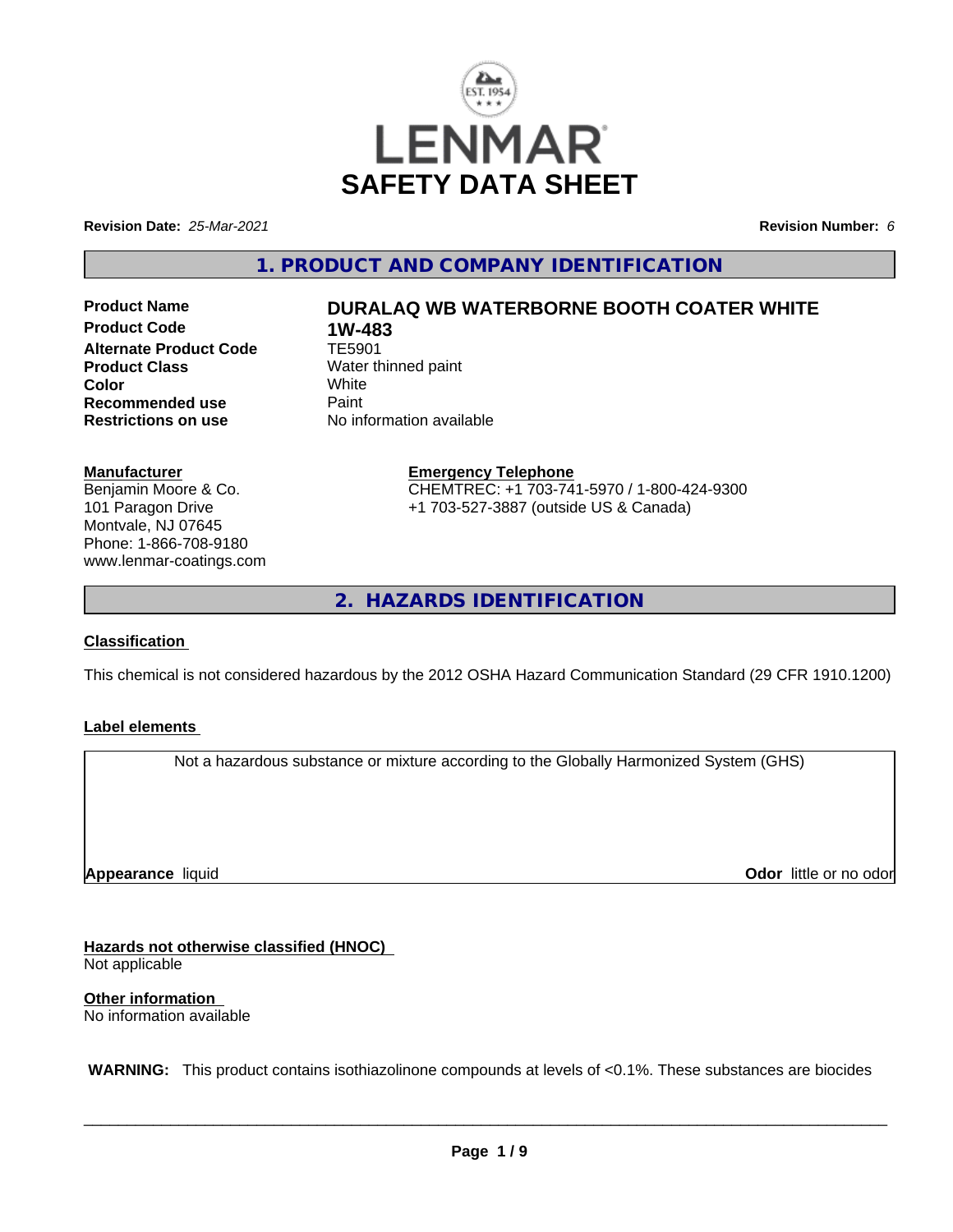# LENMAR SAFETY DATA SHEET

**Revision Date:** *25-Mar-2021* **Revision Number:** *6*

## 1. PRODUCT AND COMPANY IDENTIFICATION

| | |
|---|---|
| **Product Name** | **DURALAQ WB WATERBORNE BOOTH COATER WHITE** |
| **Product Code** | **1W-483** |
| **Alternate Product Code** | TE5901 |
| **Product Class** | Water thinned paint |
| **Color** | White |
| **Recommended use** | Paint |
| **Restrictions on use** | No information available |

**Manufacturer**
Benjamin Moore & Co.
101 Paragon Drive
Montvale, NJ 07645
Phone: 1-866-708-9180
www.lenmar-coatings.com

**Emergency Telephone**
CHEMTREC: +1 703-741-5970 / 1-800-424-9300
+1 703-527-3887 (outside US & Canada)

## 2. HAZARDS IDENTIFICATION

**Classification**

This chemical is not considered hazardous by the 2012 OSHA Hazard Communication Standard (29 CFR 1910.1200)

**Label elements**

Not a hazardous substance or mixture according to the Globally Harmonized System (GHS)

**Appearance** liquid **Odor** little or no odor

**Hazards not otherwise classified (HNOC)**
Not applicable

**Other information**
No information available

**WARNING:** This product contains isothiazolinone compounds at levels of <0.1%. These substances are biocides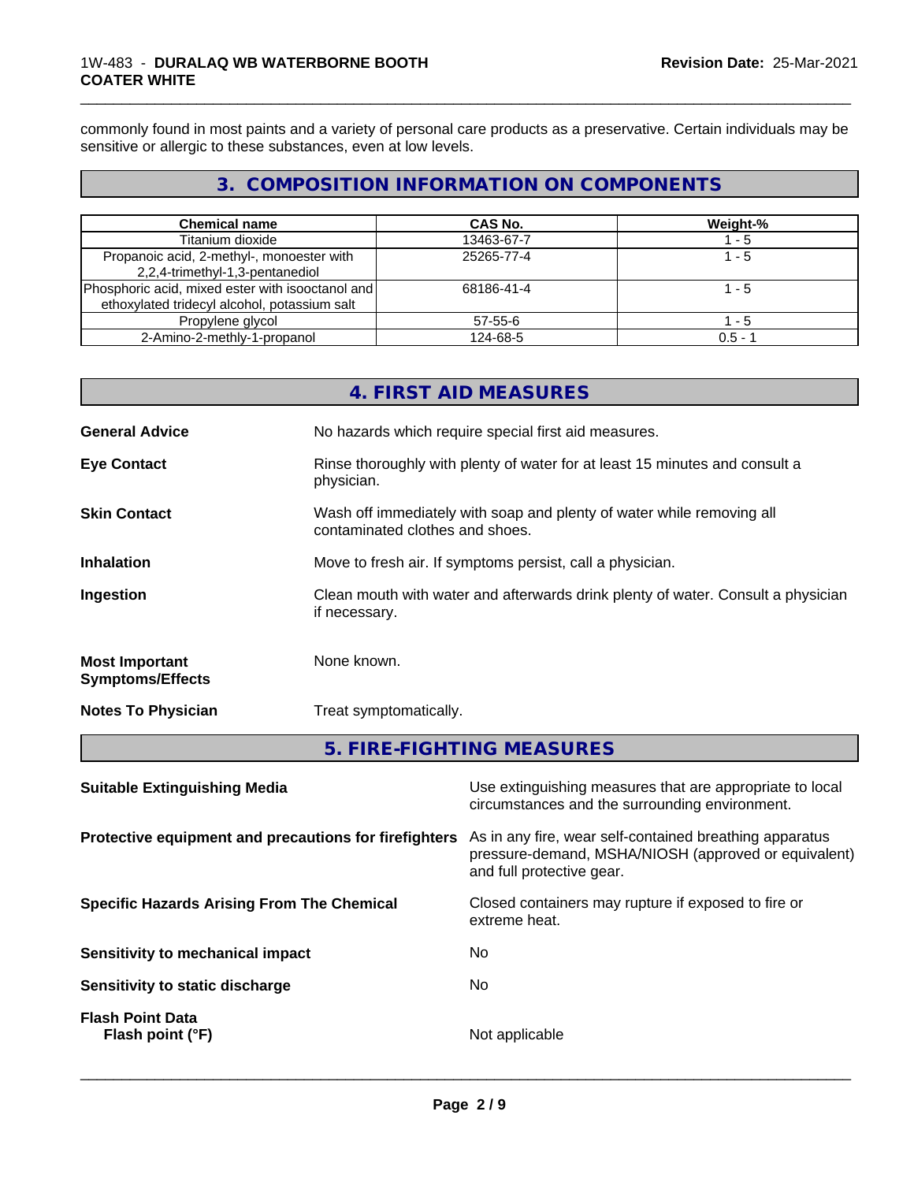commonly found in most paints and a variety of personal care products as a preservative. Certain individuals may be sensitive or allergic to these substances, even at low levels.

## 3. COMPOSITION INFORMATION ON COMPONENTS

| Chemical name | CAS No. | Weight-% |
| --- | --- | --- |
| Titanium dioxide | 13463-67-7 | 1 - 5 |
| Propanoic acid, 2-methyl-, monoester with 2,2,4-trimethyl-1,3-pentanediol | 25265-77-4 | 1 - 5 |
| Phosphoric acid, mixed ester with isooctanol and ethoxylated tridecyl alcohol, potassium salt | 68186-41-4 | 1 - 5 |
| Propylene glycol | 57-55-6 | 1 - 5 |
| 2-Amino-2-methly-1-propanol | 124-68-5 | 0.5 - 1 |

## 4. FIRST AID MEASURES

**General Advice** No hazards which require special first aid measures.

**Eye Contact** Rinse thoroughly with plenty of water for at least 15 minutes and consult a physician.

**Skin Contact** Wash off immediately with soap and plenty of water while removing all contaminated clothes and shoes.

**Inhalation** Move to fresh air. If symptoms persist, call a physician.

**Ingestion** Clean mouth with water and afterwards drink plenty of water. Consult a physician if necessary.

**Most Important Symptoms/Effects** None known.

**Notes To Physician** Treat symptomatically.

## 5. FIRE-FIGHTING MEASURES

**Suitable Extinguishing Media** Use extinguishing measures that are appropriate to local circumstances and the surrounding environment.

**Protective equipment and precautions for firefighters** As in any fire, wear self-contained breathing apparatus pressure-demand, MSHA/NIOSH (approved or equivalent) and full protective gear.

**Specific Hazards Arising From The Chemical** Closed containers may rupture if exposed to fire or extreme heat.

**Sensitivity to mechanical impact** No

**Sensitivity to static discharge** No

**Flash Point Data**
**Flash point (°F)** Not applicable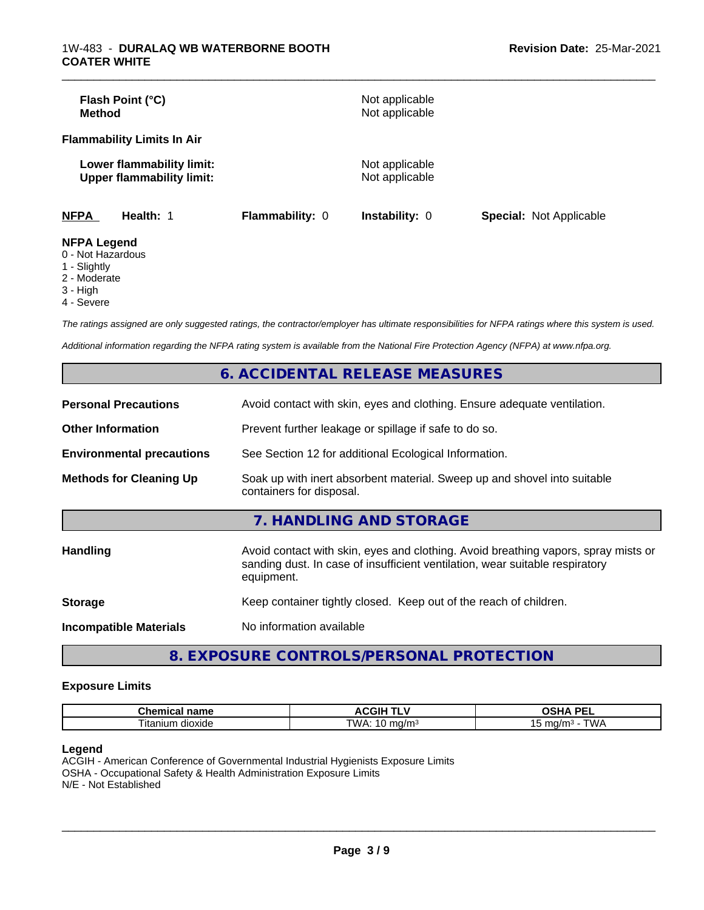| | |
|---|---|
| **Flash Point (°C)** | Not applicable |
| **Method** | Not applicable |

**Flammability Limits In Air**

| | |
|---|---|
| **Lower flammability limit:** | Not applicable |
| **Upper flammability limit:** | Not applicable |

| **NFPA** | **Health:** 1 | **Flammability:** 0 | **Instability:** 0 | **Special:** Not Applicable |
|---|---|---|---|---|

**NFPA Legend**
0 - Not Hazardous
1 - Slightly
2 - Moderate
3 - High
4 - Severe

*The ratings assigned are only suggested ratings, the contractor/employer has ultimate responsibilities for NFPA ratings where this system is used.*

*Additional information regarding the NFPA rating system is available from the National Fire Protection Agency (NFPA) at www.nfpa.org.*

## 6. ACCIDENTAL RELEASE MEASURES

| | |
|---|---|
| **Personal Precautions** | Avoid contact with skin, eyes and clothing. Ensure adequate ventilation. |
| **Other Information** | Prevent further leakage or spillage if safe to do so. |
| **Environmental precautions** | See Section 12 for additional Ecological Information. |
| **Methods for Cleaning Up** | Soak up with inert absorbent material. Sweep up and shovel into suitable containers for disposal. |

## 7. HANDLING AND STORAGE

| | |
|---|---|
| **Handling** | Avoid contact with skin, eyes and clothing. Avoid breathing vapors, spray mists or sanding dust. In case of insufficient ventilation, wear suitable respiratory equipment. |
| **Storage** | Keep container tightly closed. Keep out of the reach of children. |
| **Incompatible Materials** | No information available |

## 8. EXPOSURE CONTROLS/PERSONAL PROTECTION

### Exposure Limits

| Chemical name | ACGIH TLV | OSHA PEL |
|---|---|---|
| Titanium dioxide | TWA: 10 mg/m³ | 15 mg/m³ - TWA |

**Legend**
ACGIH - American Conference of Governmental Industrial Hygienists Exposure Limits
OSHA - Occupational Safety & Health Administration Exposure Limits
N/E - Not Established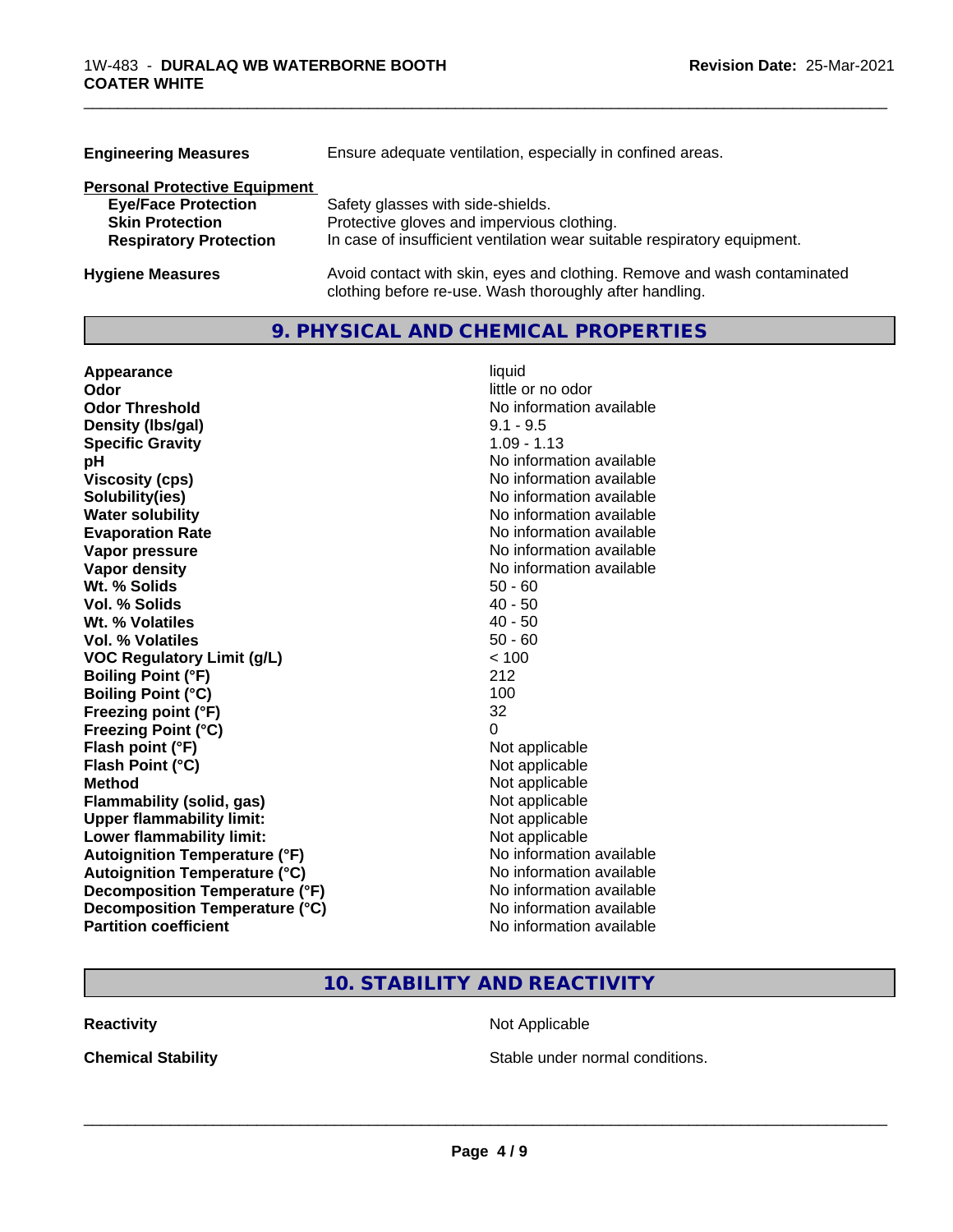**Engineering Measures** Ensure adequate ventilation, especially in confined areas.

**Personal Protective Equipment**

| | |
|---|---|
| **Eye/Face Protection** | Safety glasses with side-shields. |
| **Skin Protection** | Protective gloves and impervious clothing. |
| **Respiratory Protection** | In case of insufficient ventilation wear suitable respiratory equipment. |

**Hygiene Measures** Avoid contact with skin, eyes and clothing. Remove and wash contaminated clothing before re-use. Wash thoroughly after handling.

## 9. PHYSICAL AND CHEMICAL PROPERTIES

| | |
|---|---|
| **Appearance** | liquid |
| **Odor** | little or no odor |
| **Odor Threshold** | No information available |
| **Density (lbs/gal)** | 9.1 - 9.5 |
| **Specific Gravity** | 1.09 - 1.13 |
| **pH** | No information available |
| **Viscosity (cps)** | No information available |
| **Solubility(ies)** | No information available |
| **Water solubility** | No information available |
| **Evaporation Rate** | No information available |
| **Vapor pressure** | No information available |
| **Vapor density** | No information available |
| **Wt. % Solids** | 50 - 60 |
| **Vol. % Solids** | 40 - 50 |
| **Wt. % Volatiles** | 40 - 50 |
| **Vol. % Volatiles** | 50 - 60 |
| **VOC Regulatory Limit (g/L)** | < 100 |
| **Boiling Point (°F)** | 212 |
| **Boiling Point (°C)** | 100 |
| **Freezing point (°F)** | 32 |
| **Freezing Point (°C)** | 0 |
| **Flash point (°F)** | Not applicable |
| **Flash Point (°C)** | Not applicable |
| **Method** | Not applicable |
| **Flammability (solid, gas)** | Not applicable |
| **Upper flammability limit:** | Not applicable |
| **Lower flammability limit:** | Not applicable |
| **Autoignition Temperature (°F)** | No information available |
| **Autoignition Temperature (°C)** | No information available |
| **Decomposition Temperature (°F)** | No information available |
| **Decomposition Temperature (°C)** | No information available |
| **Partition coefficient** | No information available |

## 10. STABILITY AND REACTIVITY

| | |
|---|---|
| **Reactivity** | Not Applicable |
| **Chemical Stability** | Stable under normal conditions. |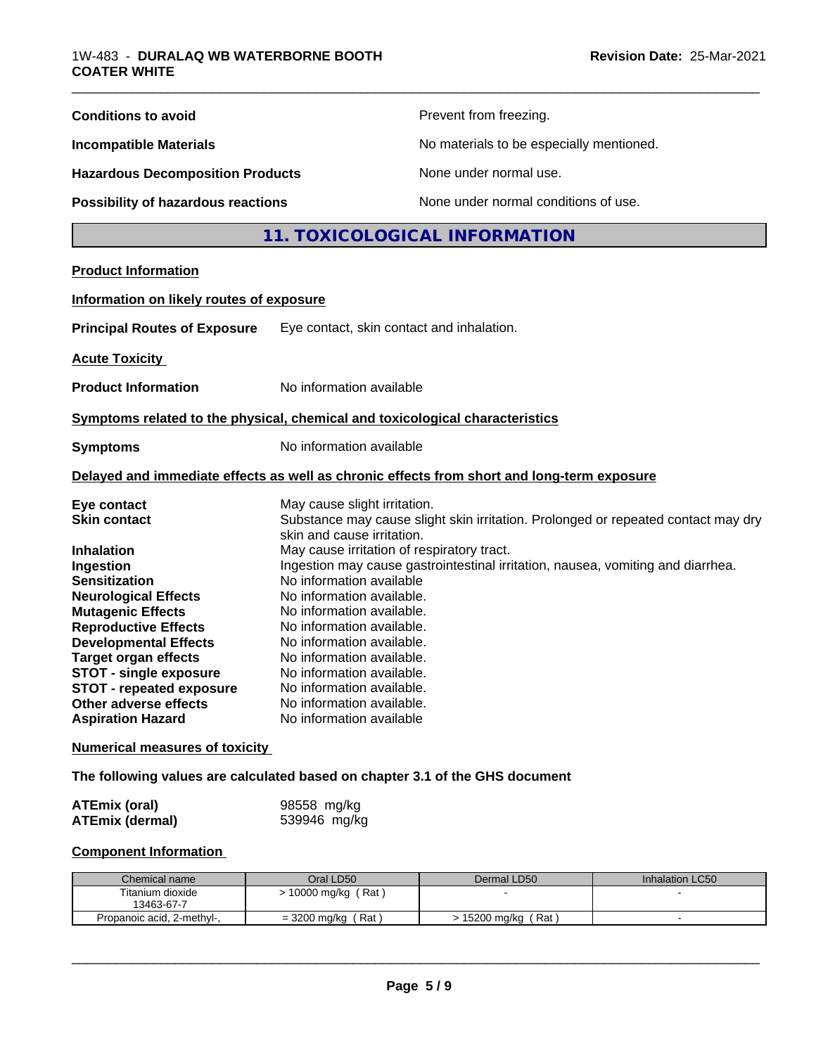**Conditions to avoid** Prevent from freezing.

**Incompatible Materials** No materials to be especially mentioned.

**Hazardous Decomposition Products** None under normal use.

**Possibility of hazardous reactions** None under normal conditions of use.

## 11. TOXICOLOGICAL INFORMATION

**Product Information**

**Information on likely routes of exposure**

**Principal Routes of Exposure** Eye contact, skin contact and inhalation.

**Acute Toxicity**

**Product Information** No information available

**Symptoms related to the physical, chemical and toxicological characteristics**

**Symptoms** No information available

**Delayed and immediate effects as well as chronic effects from short and long-term exposure**

**Eye contact** May cause slight irritation.
**Skin contact** Substance may cause slight skin irritation. Prolonged or repeated contact may dry skin and cause irritation.
**Inhalation** May cause irritation of respiratory tract.
**Ingestion** Ingestion may cause gastrointestinal irritation, nausea, vomiting and diarrhea.
**Sensitization** No information available
**Neurological Effects** No information available.
**Mutagenic Effects** No information available.
**Reproductive Effects** No information available.
**Developmental Effects** No information available.
**Target organ effects** No information available.
**STOT - single exposure** No information available.
**STOT - repeated exposure** No information available.
**Other adverse effects** No information available.
**Aspiration Hazard** No information available

**Numerical measures of toxicity**

**The following values are calculated based on chapter 3.1 of the GHS document**

**ATEmix (oral)** 98558 mg/kg
**ATEmix (dermal)** 539946 mg/kg

**Component Information**

| Chemical name | Oral LD50 | Dermal LD50 | Inhalation LC50 |
|---|---|---|---|
| Titanium dioxide 13463-67-7 | > 10000 mg/kg ( Rat ) | - | - |
| Propanoic acid, 2-methyl-, | = 3200 mg/kg ( Rat ) | > 15200 mg/kg ( Rat ) | - |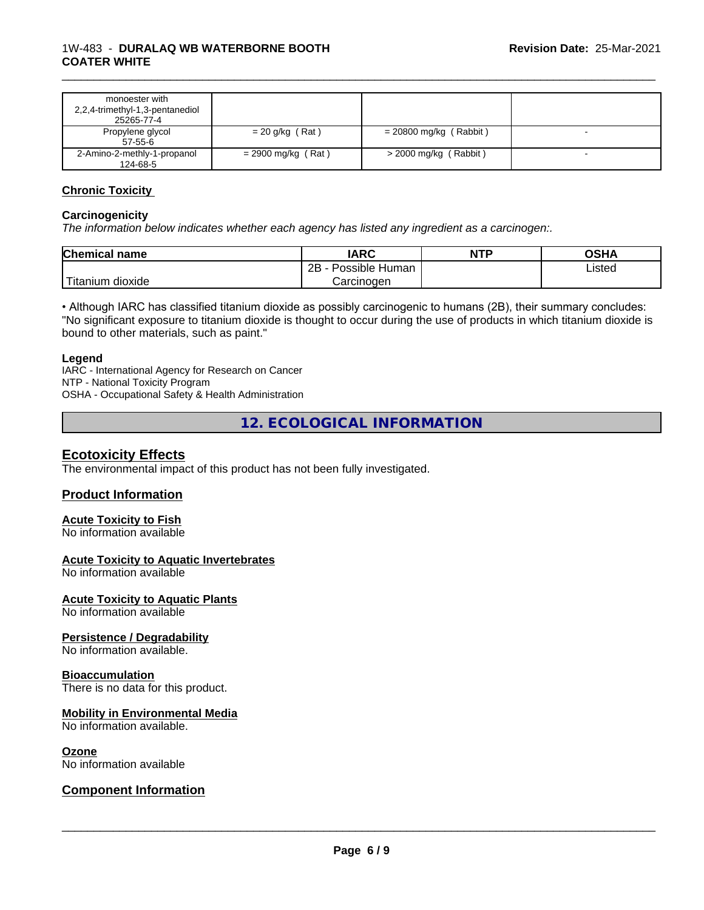| monoester with 2,2,4-trimethyl-1,3-pentanediol 25265-77-4 | | | |
|---|---|---|---|
| Propylene glycol 57-55-6 | = 20 g/kg ( Rat ) | = 20800 mg/kg ( Rabbit ) | - |
| 2-Amino-2-methly-1-propanol 124-68-5 | = 2900 mg/kg ( Rat ) | > 2000 mg/kg ( Rabbit ) | - |

### Chronic Toxicity

#### Carcinogenicity

*The information below indicates whether each agency has listed any ingredient as a carcinogen:.*

| Chemical name | IARC | NTP | OSHA |
|---|---|---|---|
| Titanium dioxide | 2B - Possible Human Carcinogen | | Listed |

• Although IARC has classified titanium dioxide as possibly carcinogenic to humans (2B), their summary concludes: "No significant exposure to titanium dioxide is thought to occur during the use of products in which titanium dioxide is bound to other materials, such as paint."

**Legend**

IARC - International Agency for Research on Cancer
NTP - National Toxicity Program
OSHA - Occupational Safety & Health Administration

## 12. ECOLOGICAL INFORMATION

### Ecotoxicity Effects

The environmental impact of this product has not been fully investigated.

### Product Information

#### Acute Toxicity to Fish

No information available

#### Acute Toxicity to Aquatic Invertebrates

No information available

#### Acute Toxicity to Aquatic Plants

No information available

#### Persistence / Degradability

No information available.

#### Bioaccumulation

There is no data for this product.

#### Mobility in Environmental Media

No information available.

#### Ozone

No information available

### Component Information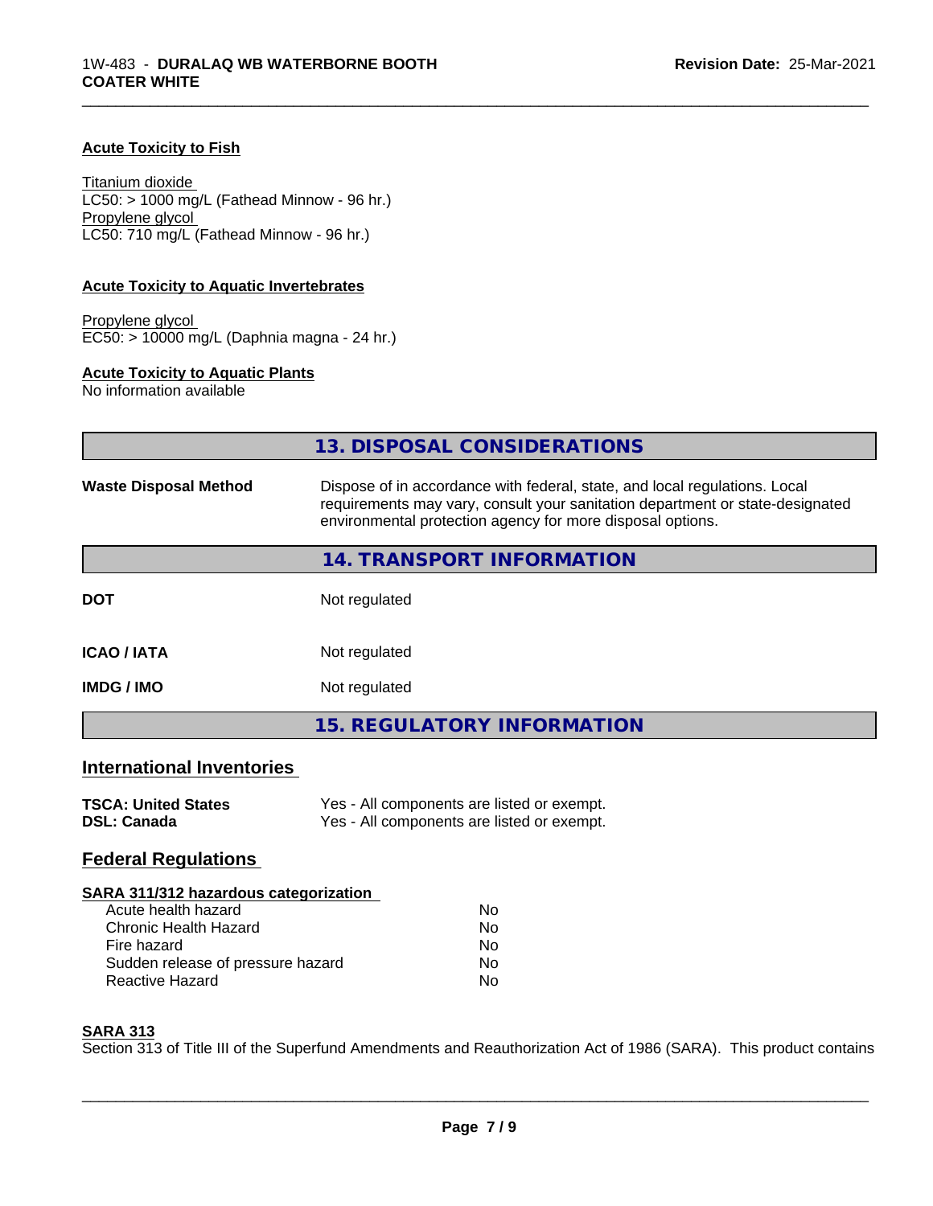#### Acute Toxicity to Fish

Titanium dioxide
LC50: > 1000 mg/L (Fathead Minnow - 96 hr.)
Propylene glycol
LC50: 710 mg/L (Fathead Minnow - 96 hr.)

#### Acute Toxicity to Aquatic Invertebrates

Propylene glycol
EC50: > 10000 mg/L (Daphnia magna - 24 hr.)

#### Acute Toxicity to Aquatic Plants

No information available

## 13. DISPOSAL CONSIDERATIONS

**Waste Disposal Method** Dispose of in accordance with federal, state, and local regulations. Local requirements may vary, consult your sanitation department or state-designated environmental protection agency for more disposal options.

## 14. TRANSPORT INFORMATION

| | |
|---|---|
| **DOT** | Not regulated |
| **ICAO / IATA** | Not regulated |
| **IMDG / IMO** | Not regulated |

## 15. REGULATORY INFORMATION

### International Inventories

| | |
|---|---|
| **TSCA: United States** | Yes - All components are listed or exempt. |
| **DSL: Canada** | Yes - All components are listed or exempt. |

### Federal Regulations

#### SARA 311/312 hazardous categorization

| | |
|---|---|
| Acute health hazard | No |
| Chronic Health Hazard | No |
| Fire hazard | No |
| Sudden release of pressure hazard | No |
| Reactive Hazard | No |

#### SARA 313

Section 313 of Title III of the Superfund Amendments and Reauthorization Act of 1986 (SARA). This product contains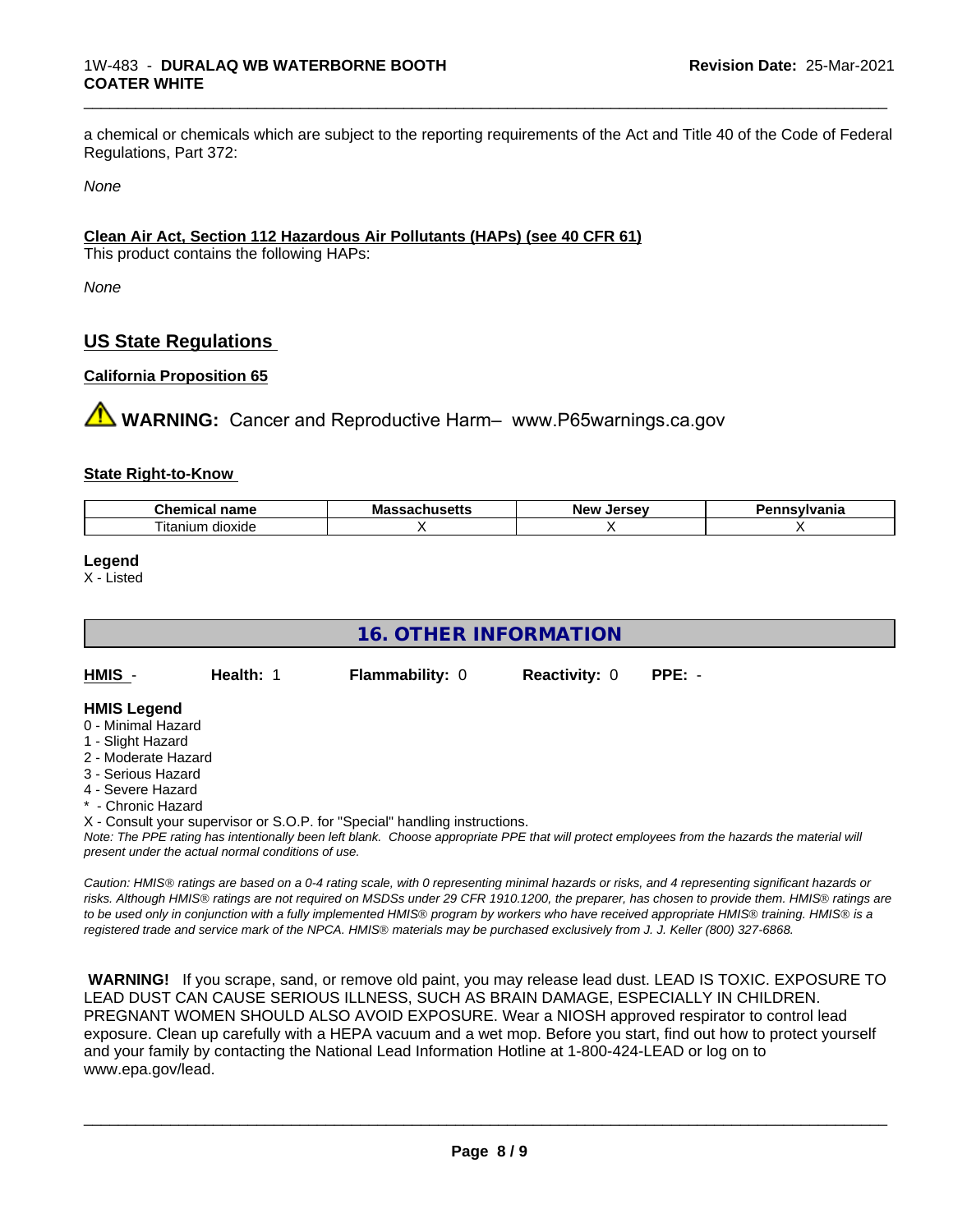a chemical or chemicals which are subject to the reporting requirements of the Act and Title 40 of the Code of Federal Regulations, Part 372:

*None*

**Clean Air Act, Section 112 Hazardous Air Pollutants (HAPs) (see 40 CFR 61)**

This product contains the following HAPs:

*None*

## US State Regulations

**California Proposition 65**

⚠ **WARNING:** Cancer and Reproductive Harm– www.P65warnings.ca.gov

**State Right-to-Know**

| Chemical name | Massachusetts | New Jersey | Pennsylvania |
|---|---|---|---|
| Titanium dioxide | X | X | X |

**Legend**

X - Listed

## 16. OTHER INFORMATION

**HMIS** - **Health:** 1 **Flammability:** 0 **Reactivity:** 0 **PPE:** -

**HMIS Legend**

0 - Minimal Hazard
1 - Slight Hazard
2 - Moderate Hazard
3 - Serious Hazard
4 - Severe Hazard
* - Chronic Hazard
X - Consult your supervisor or S.O.P. for "Special" handling instructions.

*Note: The PPE rating has intentionally been left blank. Choose appropriate PPE that will protect employees from the hazards the material will present under the actual normal conditions of use.*

*Caution: HMIS® ratings are based on a 0-4 rating scale, with 0 representing minimal hazards or risks, and 4 representing significant hazards or risks. Although HMIS® ratings are not required on MSDSs under 29 CFR 1910.1200, the preparer, has chosen to provide them. HMIS® ratings are to be used only in conjunction with a fully implemented HMIS® program by workers who have received appropriate HMIS® training. HMIS® is a registered trade and service mark of the NPCA. HMIS® materials may be purchased exclusively from J. J. Keller (800) 327-6868.*

**WARNING!** If you scrape, sand, or remove old paint, you may release lead dust. LEAD IS TOXIC. EXPOSURE TO LEAD DUST CAN CAUSE SERIOUS ILLNESS, SUCH AS BRAIN DAMAGE, ESPECIALLY IN CHILDREN. PREGNANT WOMEN SHOULD ALSO AVOID EXPOSURE. Wear a NIOSH approved respirator to control lead exposure. Clean up carefully with a HEPA vacuum and a wet mop. Before you start, find out how to protect yourself and your family by contacting the National Lead Information Hotline at 1-800-424-LEAD or log on to www.epa.gov/lead.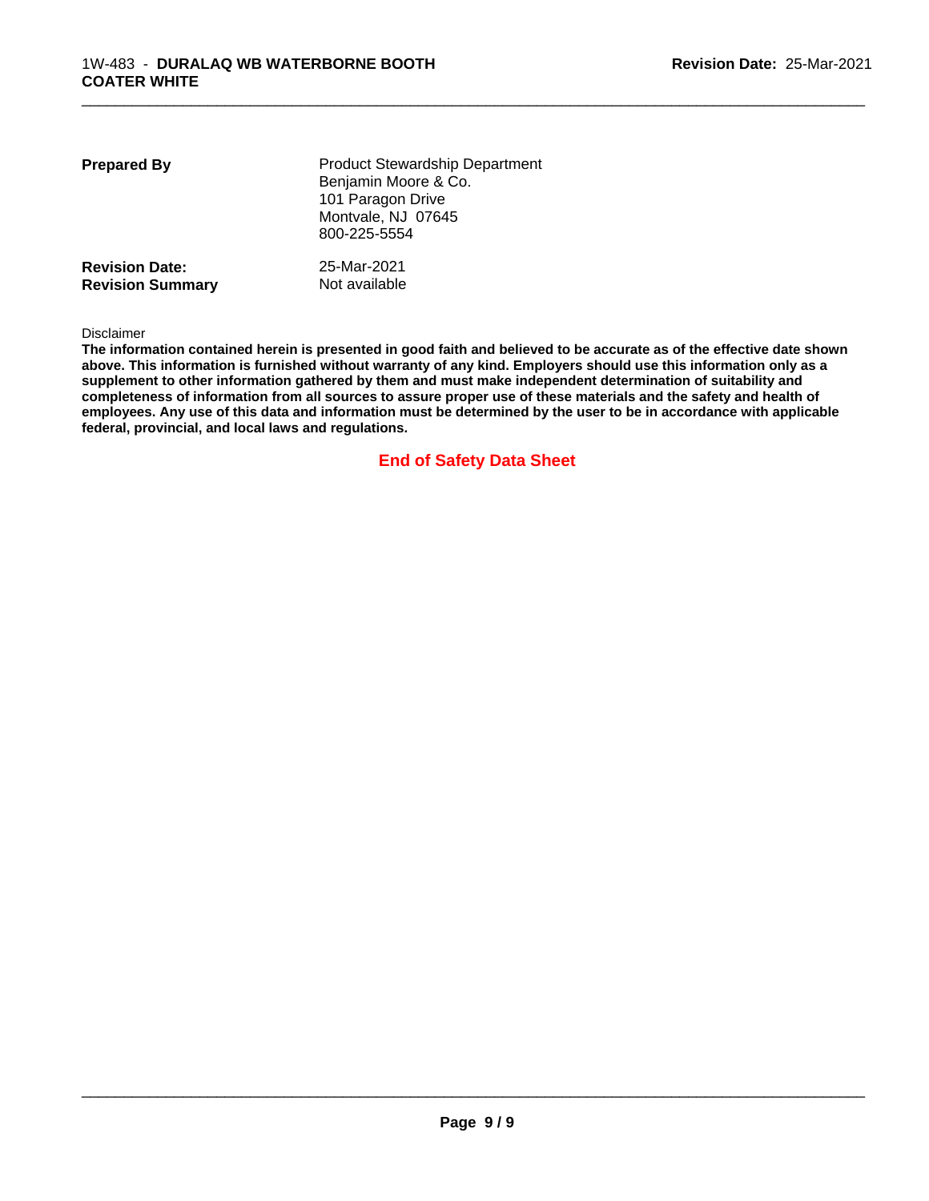| | |
|---|---|
| **Prepared By** | Product Stewardship Department<br>Benjamin Moore & Co.<br>101 Paragon Drive<br>Montvale, NJ 07645<br>800-225-5554 |
| **Revision Date:** | 25-Mar-2021 |
| **Revision Summary** | Not available |

Disclaimer

**The information contained herein is presented in good faith and believed to be accurate as of the effective date shown above. This information is furnished without warranty of any kind. Employers should use this information only as a supplement to other information gathered by them and must make independent determination of suitability and completeness of information from all sources to assure proper use of these materials and the safety and health of employees. Any use of this data and information must be determined by the user to be in accordance with applicable federal, provincial, and local laws and regulations.**

**End of Safety Data Sheet**